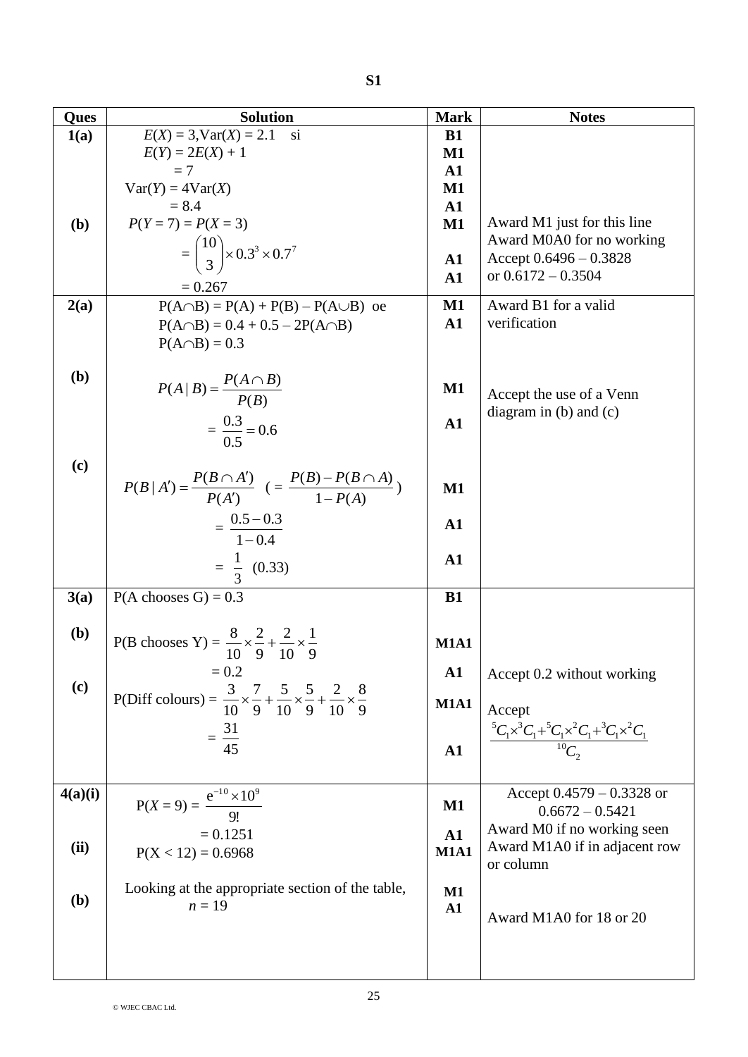**S1**

| Ques | Solution | Mark | Notes |
|---|---|---|---|
| 1(a) | $E(X) = 3, \text{Var}(X) = 2.1$ si | B1 | |
| | $E(Y) = 2E(X) + 1$ | M1 | |
| | $= 7$ | A1 | |
| | $\text{Var}(Y) = 4\text{Var}(X)$ | M1 | |
| | $= 8.4$ | A1 | |
| (b) | $P(Y = 7) = P(X = 3)$ | M1 | Award M1 just for this line |
| | $= \binom{10}{3} \times 0.3^3 \times 0.7^7$ | A1 | Award M0A0 for no working<br>Accept 0.6496 – 0.3828<br>or 0.6172 – 0.3504 |
| | $= 0.267$ | A1 | |
| 2(a) | $P(A \cap B) = P(A) + P(B) - P(A \cup B)$ oe | M1 | Award B1 for a valid verification |
| | $P(A \cap B) = 0.4 + 0.5 - 2P(A \cap B)$ | A1 | |
| | $P(A \cap B) = 0.3$ | | |
| (b) | $P(A \mid B) = \dfrac{P(A \cap B)}{P(B)}$ | M1 | Accept the use of a Venn diagram in (b) and (c) |
| | $= \dfrac{0.3}{0.5} = 0.6$ | A1 | |
| (c) | $P(B \mid A') = \dfrac{P(B \cap A')}{P(A')} \quad \left( = \dfrac{P(B) - P(B \cap A)}{1 - P(A)} \right)$ | M1 | |
| | $= \dfrac{0.5 - 0.3}{1 - 0.4}$ | A1 | |
| | $= \dfrac{1}{3}$ (0.33) | A1 | |
| 3(a) | P(A chooses G) = 0.3 | B1 | |
| (b) | P(B chooses Y) = $\dfrac{8}{10} \times \dfrac{2}{9} + \dfrac{2}{10} \times \dfrac{1}{9}$ | M1A1 | |
| | $= 0.2$ | A1 | Accept 0.2 without working |
| (c) | P(Diff colours) = $\dfrac{3}{10} \times \dfrac{7}{9} + \dfrac{5}{10} \times \dfrac{5}{9} + \dfrac{2}{10} \times \dfrac{8}{9}$ | M1A1 | Accept $\dfrac{{}^5C_1 \times {}^3C_1 + {}^5C_1 \times {}^2C_1 + {}^3C_1 \times {}^2C_1}{{}^{10}C_2}$ |
| | $= \dfrac{31}{45}$ | A1 | |
| 4(a)(i) | $P(X = 9) = \dfrac{e^{-10} \times 10^9}{9!}$ | M1 | Accept 0.4579 – 0.3328 or 0.6672 – 0.5421 |
| | $= 0.1251$ | A1 | Award M0 if no working seen |
| (ii) | $P(X < 12) = 0.6968$ | M1A1 | Award M1A0 if in adjacent row or column |
| (b) | Looking at the appropriate section of the table, | M1 | |
| | $n = 19$ | A1 | Award M1A0 for 18 or 20 |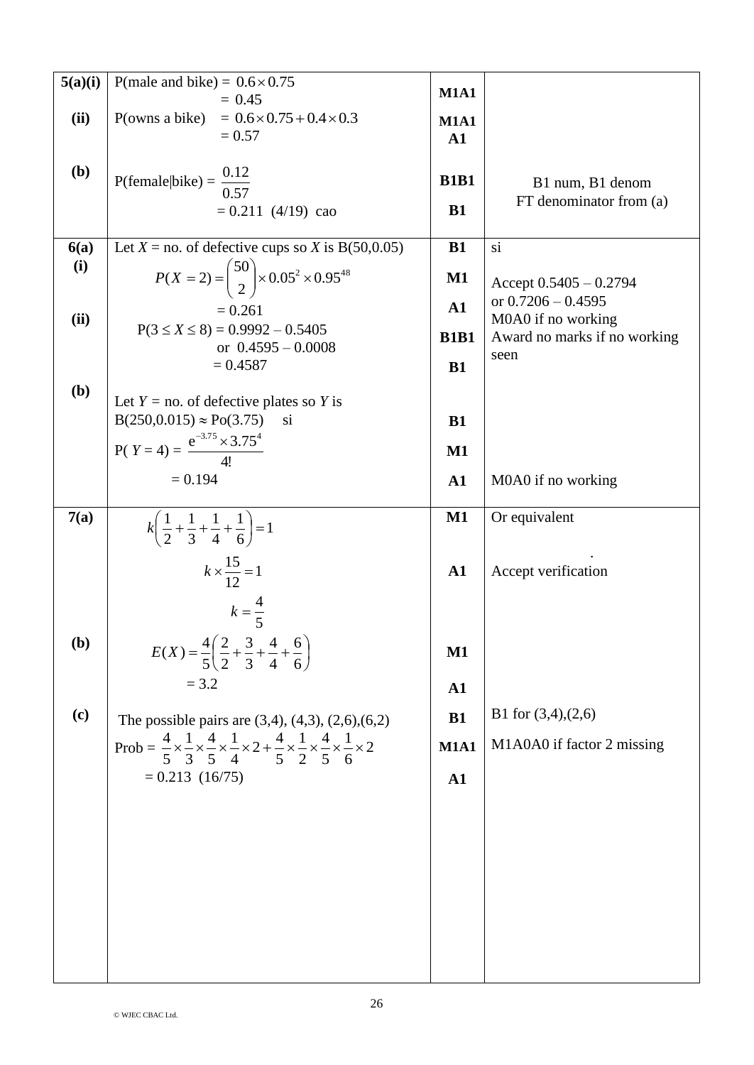| | | | |
|---|---|---|---|
| **5(a)(i)** | P(male and bike) = $0.6 \times 0.75$ <br> $= 0.45$ | **M1A1** | |
| **(ii)** | P(owns a bike) $= 0.6 \times 0.75 + 0.4 \times 0.3$ <br> $= 0.57$ | **M1A1** <br> **A1** | |
| **(b)** | P(female\|bike) = $\dfrac{0.12}{0.57}$ <br> $= 0.211$ (4/19) cao | **B1B1** <br> **B1** | B1 num, B1 denom <br> FT denominator from (a) |
| **6(a)** <br> **(i)** | Let $X$ = no. of defective cups so $X$ is B(50,0.05) <br> $P(X = 2) = \dbinom{50}{2} \times 0.05^2 \times 0.95^{48}$ <br> $= 0.261$ | **B1** <br> **M1** <br> **A1** | si <br> Accept 0.5405 – 0.2794 <br> or 0.7206 – 0.4595 |
| **(ii)** | $P(3 \le X \le 8) = 0.9992 - 0.5405$ <br> or $0.4595 - 0.0008$ <br> $= 0.4587$ | **B1B1** <br> **B1** | M0A0 if no working <br> Award no marks if no working seen |
| **(b)** | Let $Y$ = no. of defective plates so $Y$ is B(250,0.015) $\approx$ Po(3.75) si <br> $P(Y = 4) = \dfrac{e^{-3.75} \times 3.75^4}{4!}$ <br> $= 0.194$ | **B1** <br> **M1** <br> **A1** | <br> <br> M0A0 if no working |
| **7(a)** | $k\left(\dfrac{1}{2} + \dfrac{1}{3} + \dfrac{1}{4} + \dfrac{1}{6}\right) = 1$ <br> $k \times \dfrac{15}{12} = 1$ <br> $k = \dfrac{4}{5}$ | **M1** <br> **A1** | Or equivalent <br> Accept verification |
| **(b)** | $E(X) = \dfrac{4}{5}\left(\dfrac{2}{2} + \dfrac{3}{3} + \dfrac{4}{4} + \dfrac{6}{6}\right)$ <br> $= 3.2$ | **M1** <br> **A1** | |
| **(c)** | The possible pairs are (3,4), (4,3), (2,6),(6,2) <br> Prob = $\dfrac{4}{5} \times \dfrac{1}{3} \times \dfrac{4}{5} \times \dfrac{1}{4} \times 2 + \dfrac{4}{5} \times \dfrac{1}{2} \times \dfrac{4}{5} \times \dfrac{1}{6} \times 2$ <br> $= 0.213$ (16/75) | **B1** <br> **M1A1** <br> **A1** | B1 for (3,4),(2,6) <br> M1A0A0 if factor 2 missing |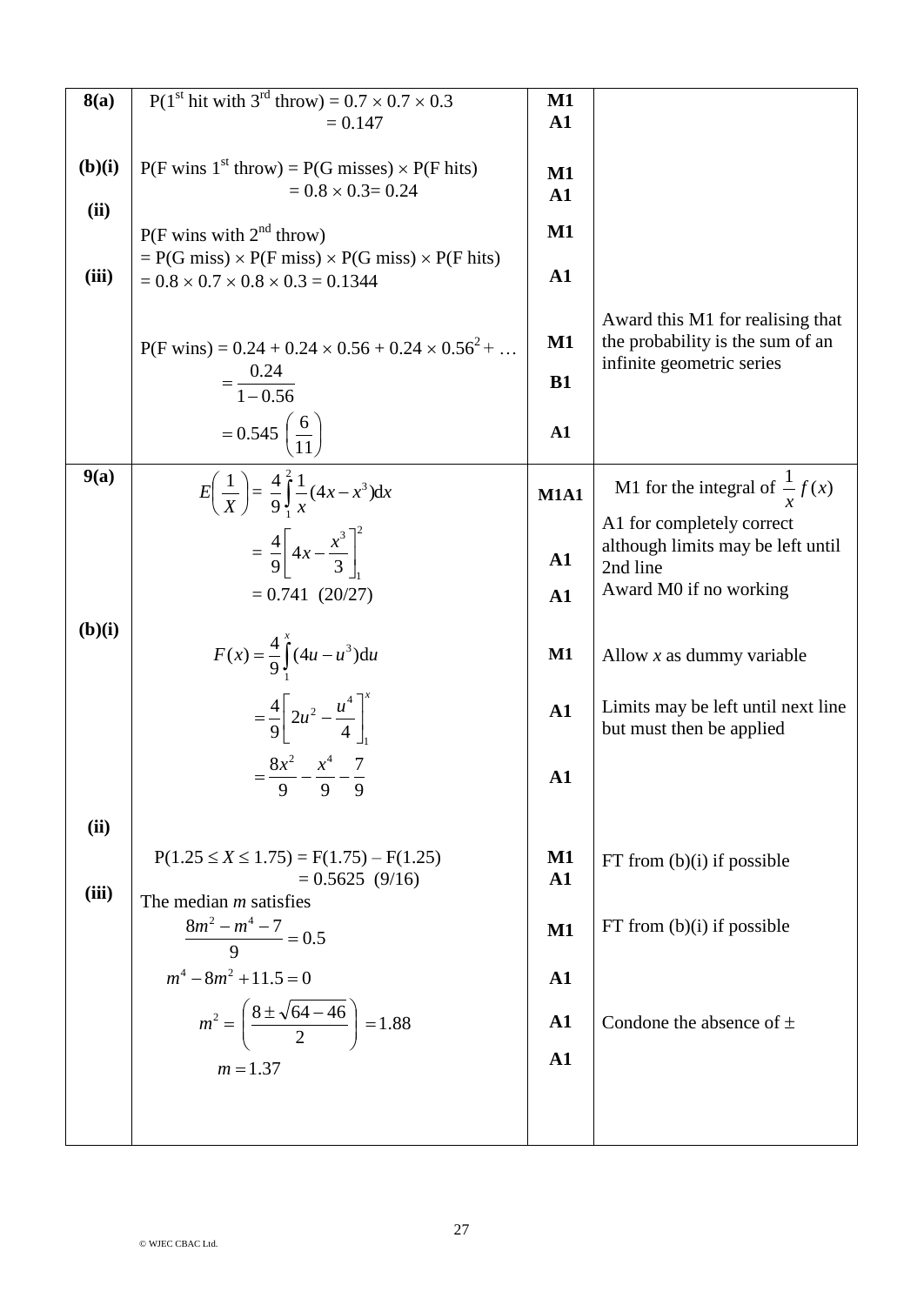| | | | |
|---|---|---|---|
| **8(a)** | P(1st hit with 3rd throw) $= 0.7 \times 0.7 \times 0.3$<br>$= 0.147$ | **M1**<br>**A1** | |
| **(b)(i)** | P(F wins 1st throw) = P(G misses) $\times$ P(F hits)<br>$= 0.8 \times 0.3 = 0.24$ | **M1**<br>**A1** | |
| **(ii)** | P(F wins with 2nd throw)<br>= P(G miss) $\times$ P(F miss) $\times$ P(G miss) $\times$ P(F hits)<br>$= 0.8 \times 0.7 \times 0.8 \times 0.3 = 0.1344$ | **M1**<br><br>**A1** | |
| **(iii)** | P(F wins) $= 0.24 + 0.24 \times 0.56 + 0.24 \times 0.56^2 + \ldots$<br>$= \dfrac{0.24}{1-0.56}$<br>$= 0.545 \left(\dfrac{6}{11}\right)$ | **M1**<br>**B1**<br>**A1** | Award this M1 for realising that the probability is the sum of an infinite geometric series |
| **9(a)** | $E\left(\dfrac{1}{X}\right) = \dfrac{4}{9}\displaystyle\int_1^2 \dfrac{1}{x}(4x - x^3)\mathrm{d}x$<br>$= \dfrac{4}{9}\left[4x - \dfrac{x^3}{3}\right]_1^2$<br>$= 0.741 \ \ (20/27)$ | **M1A1**<br><br>**A1**<br>**A1** | M1 for the integral of $\dfrac{1}{x}f(x)$<br>A1 for completely correct although limits may be left until 2nd line<br>Award M0 if no working |
| **(b)(i)** | $F(x) = \dfrac{4}{9}\displaystyle\int_1^x (4u - u^3)\mathrm{d}u$<br>$= \dfrac{4}{9}\left[2u^2 - \dfrac{u^4}{4}\right]_1^x$<br>$= \dfrac{8x^2}{9} - \dfrac{x^4}{9} - \dfrac{7}{9}$ | **M1**<br><br>**A1**<br><br>**A1** | Allow $x$ as dummy variable<br><br>Limits may be left until next line but must then be applied |
| **(ii)** | $P(1.25 \le X \le 1.75) = F(1.75) - F(1.25)$<br>$= 0.5625 \ \ (9/16)$ | **M1**<br>**A1** | FT from (b)(i) if possible |
| **(iii)** | The median $m$ satisfies<br>$\dfrac{8m^2 - m^4 - 7}{9} = 0.5$<br>$m^4 - 8m^2 + 11.5 = 0$<br>$m^2 = \left(\dfrac{8 \pm \sqrt{64-46}}{2}\right) = 1.88$<br>$m = 1.37$ | <br>**M1**<br>**A1**<br>**A1**<br>**A1** | <br>FT from (b)(i) if possible<br><br>Condone the absence of $\pm$ |

© WJEC CBAC Ltd.